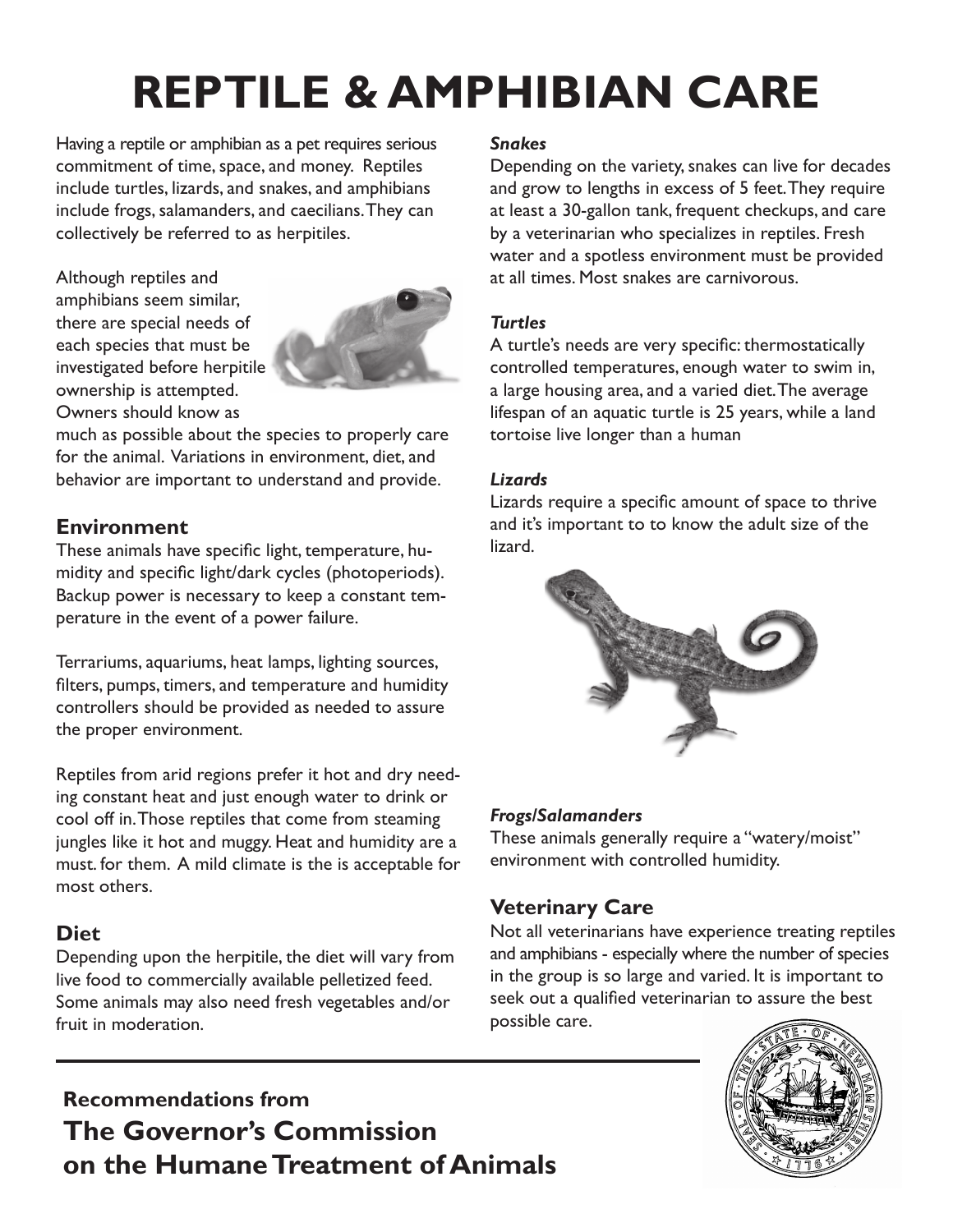# REPTILE & AMPHIBIAN CARE

Having a reptile or amphibian as a pet requires serious commitment of time, space, and money. Reptiles include turtles, lizards, and snakes, and amphibians include frogs, salamanders, and caecilians. They can collectively be referred to as herpitiles.

Although reptiles and amphibians seem similar, there are special needs of each species that must be investigated before herpitile ownership is attempted. Owners should know as much as possible about the species to properly care for the animal. Variations in environment, diet, and behavior are important to understand and provide.

## Environment

These animals have specific light, temperature, humidity and specific light/dark cycles (photoperiods). Backup power is necessary to keep a constant temperature in the event of a power failure.

Terrariums, aquariums, heat lamps, lighting sources, filters, pumps, timers, and temperature and humidity controllers should be provided as needed to assure the proper environment.

Reptiles from arid regions prefer it hot and dry needing constant heat and just enough water to drink or cool off in. Those reptiles that come from steaming jungles like it hot and muggy. Heat and humidity are a must. for them. A mild climate is the is acceptable for most others.

## Diet

Depending upon the herpitile, the diet will vary from live food to commercially available pelletized feed. Some animals may also need fresh vegetables and/or fruit in moderation.

### *Snakes*

Depending on the variety, snakes can live for decades and grow to lengths in excess of 5 feet. They require at least a 30-gallon tank, frequent checkups, and care by a veterinarian who specializes in reptiles. Fresh water and a spotless environment must be provided at all times. Most snakes are carnivorous.

### *Turtles*

A turtle's needs are very specific: thermostatically controlled temperatures, enough water to swim in, a large housing area, and a varied diet. The average lifespan of an aquatic turtle is 25 years, while a land tortoise live longer than a human

### *Lizards*

Lizards require a specific amount of space to thrive and it's important to to know the adult size of the lizard.

### *Frogs/Salamanders*

These animals generally require a "watery/moist" environment with controlled humidity.

## Veterinary Care

Not all veterinarians have experience treating reptiles and amphibians - especially where the number of species in the group is so large and varied. It is important to seek out a qualified veterinarian to assure the best possible care.

---

**Recommendations from**

**The Governor's Commission on the Humane Treatment of Animals**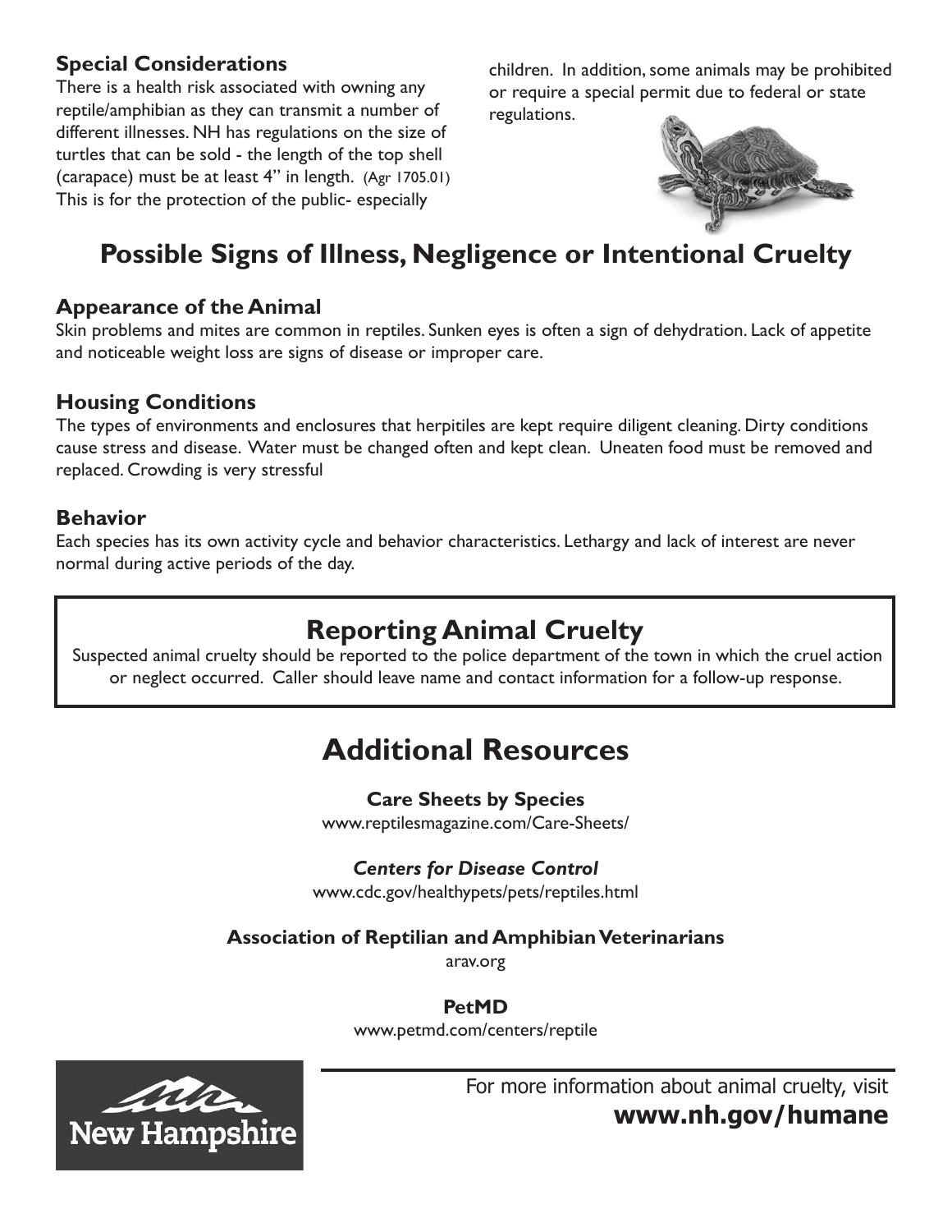### Special Considerations

There is a health risk associated with owning any reptile/amphibian as they can transmit a number of different illnesses. NH has regulations on the size of turtles that can be sold - the length of the top shell (carapace) must be at least 4" in length. (Agr 1705.01) This is for the protection of the public- especially children. In addition, some animals may be prohibited or require a special permit due to federal or state regulations.

## Possible Signs of Illness, Negligence or Intentional Cruelty

### Appearance of the Animal

Skin problems and mites are common in reptiles. Sunken eyes is often a sign of dehydration. Lack of appetite and noticeable weight loss are signs of disease or improper care.

### Housing Conditions

The types of environments and enclosures that herpitiles are kept require diligent cleaning. Dirty conditions cause stress and disease. Water must be changed often and kept clean. Uneaten food must be removed and replaced. Crowding is very stressful

### Behavior

Each species has its own activity cycle and behavior characteristics. Lethargy and lack of interest are never normal during active periods of the day.

## Reporting Animal Cruelty

Suspected animal cruelty should be reported to the police department of the town in which the cruel action or neglect occurred. Caller should leave name and contact information for a follow-up response.

## Additional Resources

**Care Sheets by Species**
www.reptilesmagazine.com/Care-Sheets/

***Centers for Disease Control***
www.cdc.gov/healthypets/pets/reptiles.html

**Association of Reptilian and Amphibian Veterinarians**
arav.org

**PetMD**
www.petmd.com/centers/reptile

New Hampshire

For more information about animal cruelty, visit
**www.nh.gov/humane**